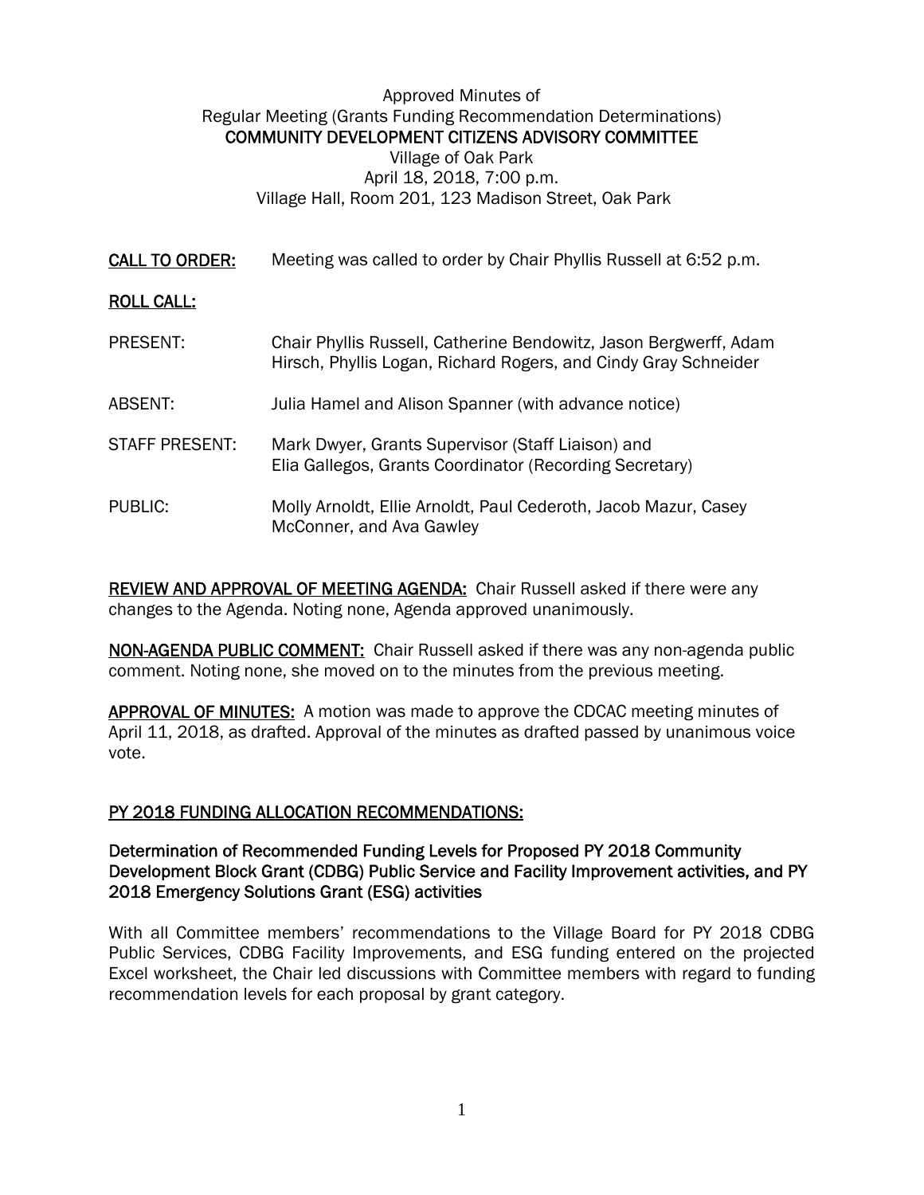Approved Minutes of
Regular Meeting (Grants Funding Recommendation Determinations)
**COMMUNITY DEVELOPMENT CITIZENS ADVISORY COMMITTEE**
Village of Oak Park
April 18, 2018, 7:00 p.m.
Village Hall, Room 201, 123 Madison Street, Oak Park

**CALL TO ORDER:** Meeting was called to order by Chair Phyllis Russell at 6:52 p.m.

**ROLL CALL:**

PRESENT: Chair Phyllis Russell, Catherine Bendowitz, Jason Bergwerff, Adam Hirsch, Phyllis Logan, Richard Rogers, and Cindy Gray Schneider

ABSENT: Julia Hamel and Alison Spanner (with advance notice)

STAFF PRESENT: Mark Dwyer, Grants Supervisor (Staff Liaison) and Elia Gallegos, Grants Coordinator (Recording Secretary)

PUBLIC: Molly Arnoldt, Ellie Arnoldt, Paul Cederoth, Jacob Mazur, Casey McConner, and Ava Gawley

**REVIEW AND APPROVAL OF MEETING AGENDA:** Chair Russell asked if there were any changes to the Agenda. Noting none, Agenda approved unanimously.

**NON-AGENDA PUBLIC COMMENT:** Chair Russell asked if there was any non-agenda public comment. Noting none, she moved on to the minutes from the previous meeting.

**APPROVAL OF MINUTES:** A motion was made to approve the CDCAC meeting minutes of April 11, 2018, as drafted. Approval of the minutes as drafted passed by unanimous voice vote.

## PY 2018 FUNDING ALLOCATION RECOMMENDATIONS:

### Determination of Recommended Funding Levels for Proposed PY 2018 Community Development Block Grant (CDBG) Public Service and Facility Improvement activities, and PY 2018 Emergency Solutions Grant (ESG) activities

With all Committee members' recommendations to the Village Board for PY 2018 CDBG Public Services, CDBG Facility Improvements, and ESG funding entered on the projected Excel worksheet, the Chair led discussions with Committee members with regard to funding recommendation levels for each proposal by grant category.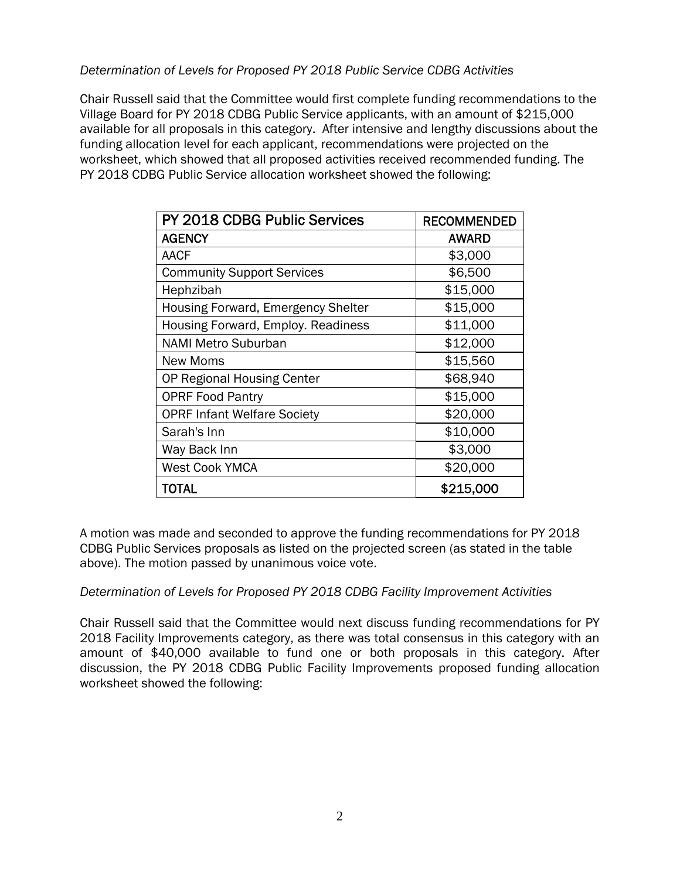*Determination of Levels for Proposed PY 2018 Public Service CDBG Activities*

Chair Russell said that the Committee would first complete funding recommendations to the Village Board for PY 2018 CDBG Public Service applicants, with an amount of $215,000 available for all proposals in this category. After intensive and lengthy discussions about the funding allocation level for each applicant, recommendations were projected on the worksheet, which showed that all proposed activities received recommended funding. The PY 2018 CDBG Public Service allocation worksheet showed the following:

| PY 2018 CDBG Public Services | RECOMMENDED |
|---|---|
| AGENCY | AWARD |
| AACF | $3,000 |
| Community Support Services | $6,500 |
| Hephzibah | $15,000 |
| Housing Forward, Emergency Shelter | $15,000 |
| Housing Forward, Employ. Readiness | $11,000 |
| NAMI Metro Suburban | $12,000 |
| New Moms | $15,560 |
| OP Regional Housing Center | $68,940 |
| OPRF Food Pantry | $15,000 |
| OPRF Infant Welfare Society | $20,000 |
| Sarah's Inn | $10,000 |
| Way Back Inn | $3,000 |
| West Cook YMCA | $20,000 |
| TOTAL | $215,000 |

A motion was made and seconded to approve the funding recommendations for PY 2018 CDBG Public Services proposals as listed on the projected screen (as stated in the table above). The motion passed by unanimous voice vote.

*Determination of Levels for Proposed PY 2018 CDBG Facility Improvement Activities*

Chair Russell said that the Committee would next discuss funding recommendations for PY 2018 Facility Improvements category, as there was total consensus in this category with an amount of $40,000 available to fund one or both proposals in this category. After discussion, the PY 2018 CDBG Public Facility Improvements proposed funding allocation worksheet showed the following: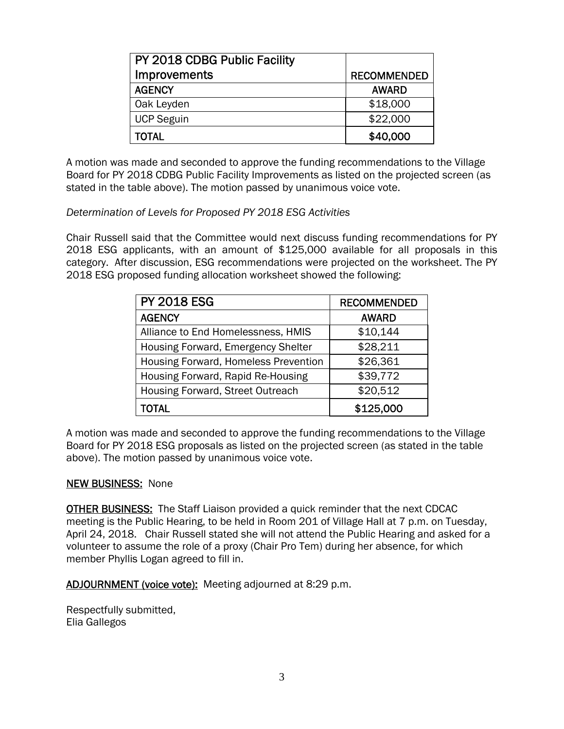| PY 2018 CDBG Public Facility Improvements | RECOMMENDED |
| --- | --- |
| AGENCY | AWARD |
| Oak Leyden | $18,000 |
| UCP Seguin | $22,000 |
| TOTAL | $40,000 |

A motion was made and seconded to approve the funding recommendations to the Village Board for PY 2018 CDBG Public Facility Improvements as listed on the projected screen (as stated in the table above). The motion passed by unanimous voice vote.

*Determination of Levels for Proposed PY 2018 ESG Activities*

Chair Russell said that the Committee would next discuss funding recommendations for PY 2018 ESG applicants, with an amount of $125,000 available for all proposals in this category. After discussion, ESG recommendations were projected on the worksheet. The PY 2018 ESG proposed funding allocation worksheet showed the following:

| PY 2018 ESG | RECOMMENDED |
| --- | --- |
| AGENCY | AWARD |
| Alliance to End Homelessness, HMIS | $10,144 |
| Housing Forward, Emergency Shelter | $28,211 |
| Housing Forward, Homeless Prevention | $26,361 |
| Housing Forward, Rapid Re-Housing | $39,772 |
| Housing Forward, Street Outreach | $20,512 |
| TOTAL | $125,000 |

A motion was made and seconded to approve the funding recommendations to the Village Board for PY 2018 ESG proposals as listed on the projected screen (as stated in the table above). The motion passed by unanimous voice vote.

**NEW BUSINESS:** None

**OTHER BUSINESS:** The Staff Liaison provided a quick reminder that the next CDCAC meeting is the Public Hearing, to be held in Room 201 of Village Hall at 7 p.m. on Tuesday, April 24, 2018. Chair Russell stated she will not attend the Public Hearing and asked for a volunteer to assume the role of a proxy (Chair Pro Tem) during her absence, for which member Phyllis Logan agreed to fill in.

**ADJOURNMENT (voice vote):** Meeting adjourned at 8:29 p.m.

Respectfully submitted,
Elia Gallegos